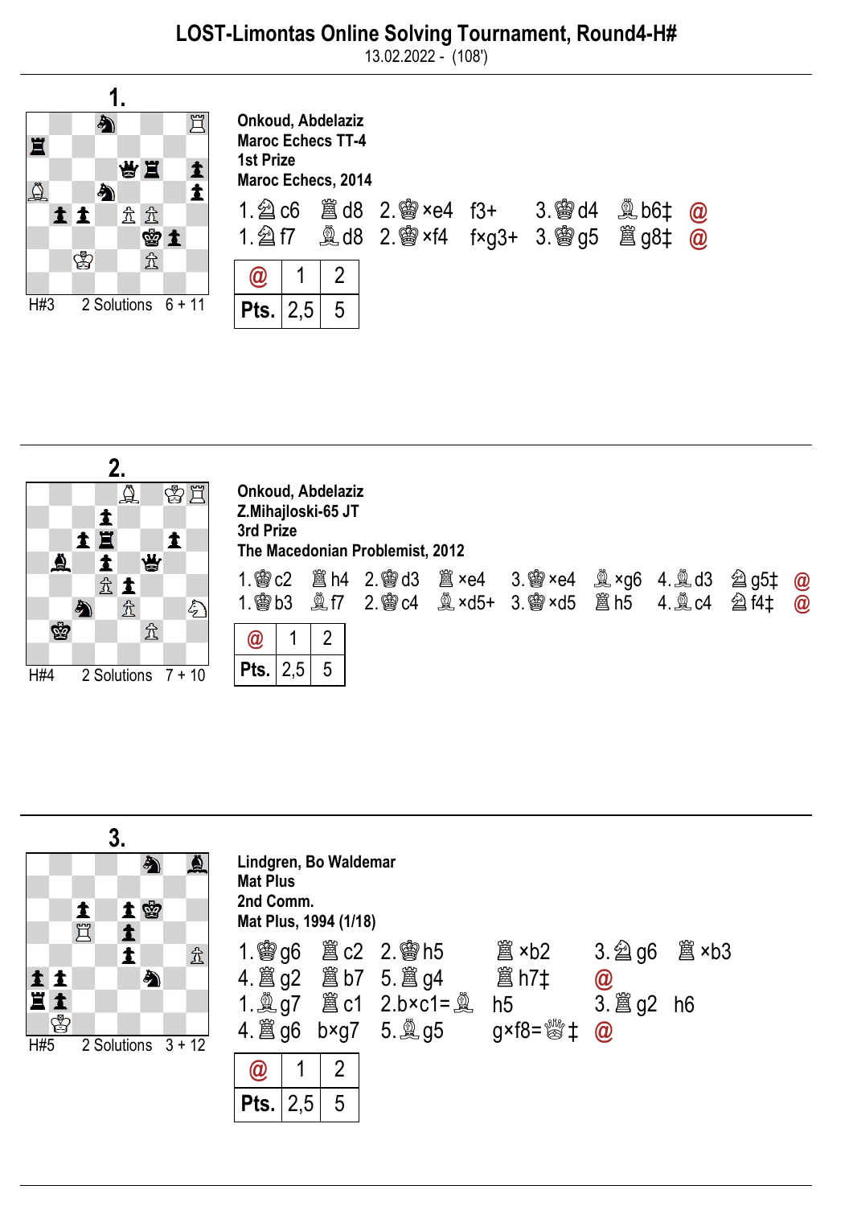# LOST-Limontas Online Solving Tournament, Round4-H#

13.02.2022 - (108')

## 1.

H#3 2 Solutions 6 + 11

**Onkoud, Abdelaziz**
**Maroc Echecs TT-4**
**1st Prize**
**Maroc Echecs, 2014**

1.♘c6 ♖d8 2.♔×e4 f3+ 3.♔d4 ♗b6‡ @
1.♘f7 ♗d8 2.♔×f4 f×g3+ 3.♔g5 ♖g8‡ @

| @ | 1 | 2 |
| --- | --- | --- |
| Pts. | 2,5 | 5 |

## 2.

H#4 2 Solutions 7 + 10

**Onkoud, Abdelaziz**
**Z.Mihajloski-65 JT**
**3rd Prize**
**The Macedonian Problemist, 2012**

1.♔c2 ♖h4 2.♔d3 ♖×e4 3.♔×e4 ♗×g6 4.♗d3 ♘g5‡ @
1.♔b3 ♗f7 2.♔c4 ♗×d5+ 3.♔×d5 ♖h5 4.♗c4 ♘f4‡ @

| @ | 1 | 2 |
| --- | --- | --- |
| Pts. | 2,5 | 5 |

## 3.

H#5 2 Solutions 3 + 12

**Lindgren, Bo Waldemar**
**Mat Plus**
**2nd Comm.**
**Mat Plus, 1994 (1/18)**

1.♔g6 ♖c2 2.♔h5 ♖×b2 3.♘g6 ♖×b3 4.♖g2 ♖b7 5.♖g4 ♖h7‡ @
1.♗g7 ♖c1 2.b×c1=♗ h5 3.♖g2 h6 4.♖g6 b×g7 5.♗g5 g×f8=♕‡ @

| @ | 1 | 2 |
| --- | --- | --- |
| Pts. | 2,5 | 5 |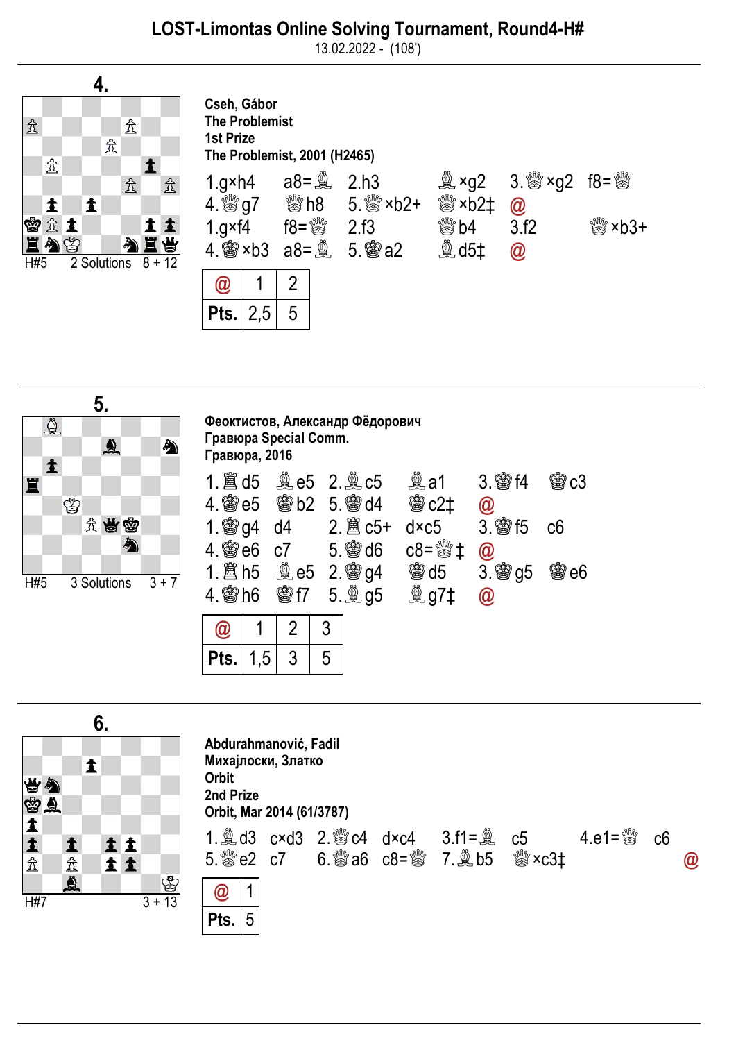# LOST-Limontas Online Solving Tournament, Round4-H#

13.02.2022 - (108')

## 4.

H#5 2 Solutions 8 + 12

**Cseh, Gábor**
**The Problemist**
**1st Prize**
**The Problemist, 2001 (H2465)**

1.g×h4 a8=♗ 2.h3 ♗×g2 3.♕×g2 f8=♕ 4.♕g7 ♕h8 5.♕×b2+ ♕×b2‡ @
1.g×f4 f8=♕ 2.f3 ♕b4 3.f2 ♕×b3+ 4.♔×b3 a8=♗ 5.♔a2 ♗d5‡ @

| @ | 1 | 2 |
|---|---|---|
| Pts. | 2,5 | 5 |

## 5.

H#5 3 Solutions 3 + 7

**Феоктистов, Александр Фёдорович**
**Гравюра Special Comm.**
**Гравюра, 2016**

1.♖d5 ♗e5 2.♗c5 ♗a1 3.♔f4 ♔c3 4.♔e5 ♔b2 5.♔d4 ♔c2‡ @
1.♔g4 d4 2.♖c5+ d×c5 3.♔f5 c6 4.♔e6 c7 5.♔d6 c8=♕‡ @
1.♖h5 ♗e5 2.♔g4 ♔d5 3.♔g5 ♔e6 4.♔h6 ♔f7 5.♗g5 ♗g7‡ @

| @ | 1 | 2 | 3 |
|---|---|---|---|
| Pts. | 1,5 | 3 | 5 |

## 6.

H#7 3 + 13

**Abdurahmanović, Fadil**
**Михајлоски, Златко**
**Orbit**
**2nd Prize**
**Orbit, Mar 2014 (61/3787)**

1.♗d3 c×d3 2.♕c4 d×c4 3.f1=♗ c5 4.e1=♕ c6 5.♕e2 c7 6.♕a6 c8=♕ 7.♗b5 ♕×c3‡ @

| @ | 1 |
|---|---|
| Pts. | 5 |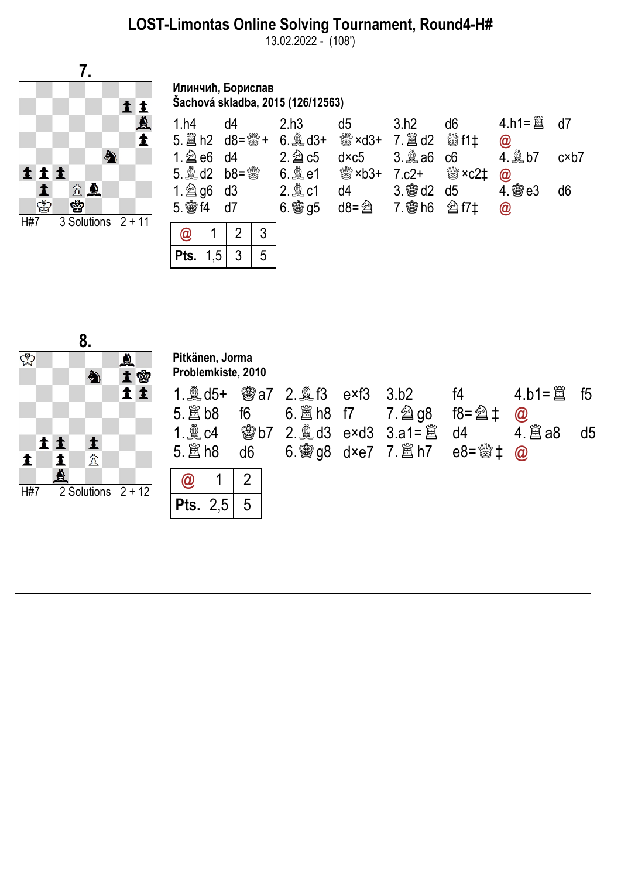# LOST-Limontas Online Solving Tournament, Round4-H#

13.02.2022 - (108')

## 7.

H#7 3 Solutions 2 + 11

**Илинчић, Борислав**
**Šachová skladba, 2015 (126/12563)**

1.h4 d4 2.h3 d5 3.h2 d6 4.h1=♖ d7 5.♖h2 d8=♕+ 6.♗d3+ ♕×d3+ 7.♖d2 ♕f1‡ @

1.♘e6 d4 2.♘c5 d×c5 3.♗a6 c6 4.♗b7 c×b7 5.♗d2 b8=♕ 6.♗e1 ♕×b3+ 7.c2+ ♕×c2‡ @

1.♘g6 d3 2.♗c1 d4 3.♔d2 d5 4.♔e3 d6 5.♔f4 d7 6.♔g5 d8=♘ 7.♔h6 ♘f7‡ @

| @ | 1 | 2 | 3 |
|---|---|---|---|
| Pts. | 1,5 | 3 | 5 |

## 8.

H#7 2 Solutions 2 + 12

**Pitkänen, Jorma**
**Problemkiste, 2010**

1.♗d5+ ♔a7 2.♗f3 e×f3 3.b2 f4 4.b1=♖ f5 5.♖b8 f6 6.♖h8 f7 7.♘g8 f8=♘‡ @

1.♗c4 ♔b7 2.♗d3 e×d3 3.a1=♖ d4 4.♖a8 d5 5.♖h8 d6 6.♔g8 d×e7 7.♖h7 e8=♕‡ @

| @ | 1 | 2 |
|---|---|---|
| Pts. | 2,5 | 5 |